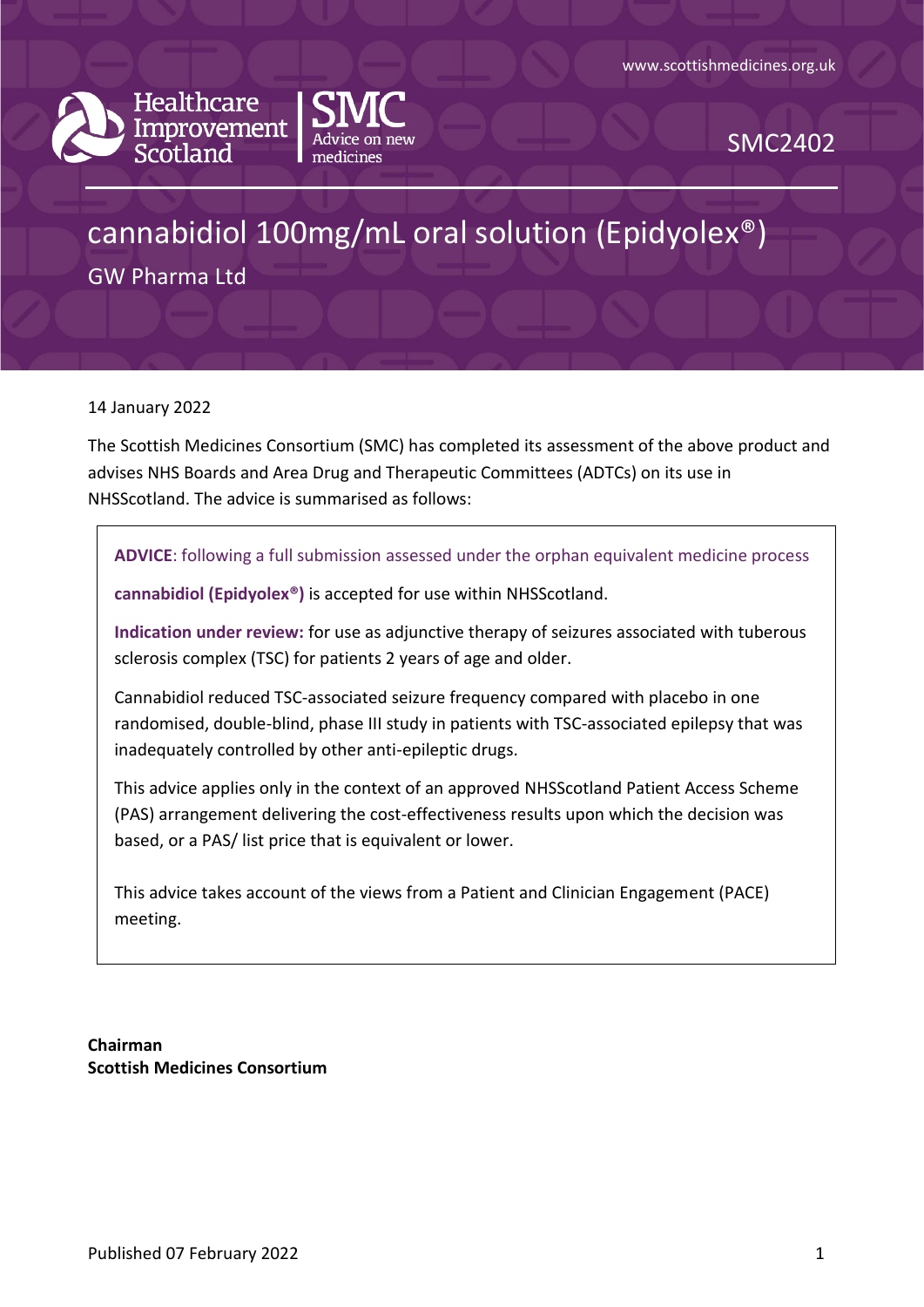www.scottishmedicines.org.uk

Healthcare Improvement Scotland | SMC Advice on new medicines

SMC2402

# cannabidiol 100mg/mL oral solution (Epidyolex®)

GW Pharma Ltd

14 January 2022

The Scottish Medicines Consortium (SMC) has completed its assessment of the above product and advises NHS Boards and Area Drug and Therapeutic Committees (ADTCs) on its use in NHSScotland. The advice is summarised as follows:

> **ADVICE**: following a full submission assessed under the orphan equivalent medicine process
>
> **cannabidiol (Epidyolex®)** is accepted for use within NHSScotland.
>
> **Indication under review:** for use as adjunctive therapy of seizures associated with tuberous sclerosis complex (TSC) for patients 2 years of age and older.
>
> Cannabidiol reduced TSC-associated seizure frequency compared with placebo in one randomised, double-blind, phase III study in patients with TSC-associated epilepsy that was inadequately controlled by other anti-epileptic drugs.
>
> This advice applies only in the context of an approved NHSScotland Patient Access Scheme (PAS) arrangement delivering the cost-effectiveness results upon which the decision was based, or a PAS/ list price that is equivalent or lower.
>
> This advice takes account of the views from a Patient and Clinician Engagement (PACE) meeting.

**Chairman**
**Scottish Medicines Consortium**

Published 07 February 2022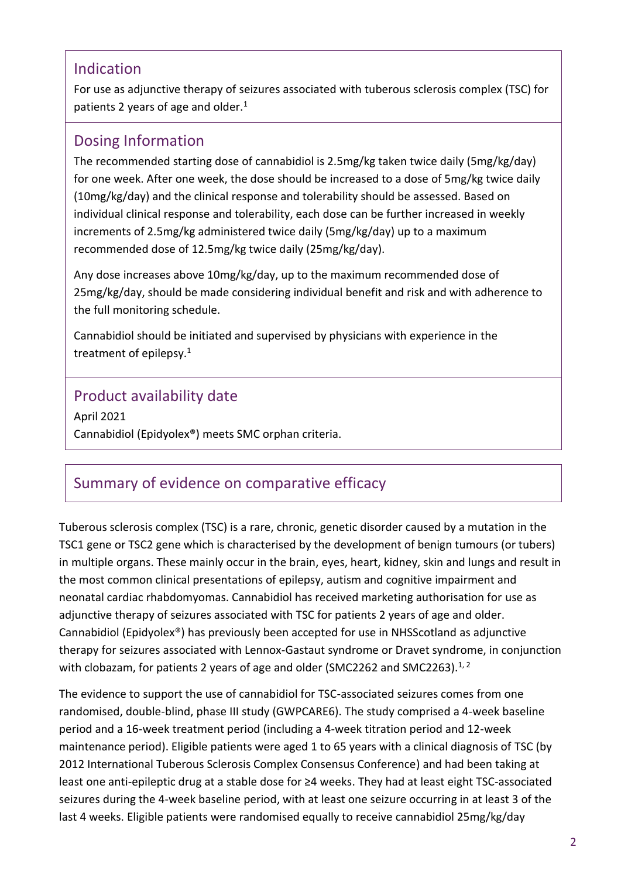## Indication

For use as adjunctive therapy of seizures associated with tuberous sclerosis complex (TSC) for patients 2 years of age and older.[1]

## Dosing Information

The recommended starting dose of cannabidiol is 2.5mg/kg taken twice daily (5mg/kg/day) for one week. After one week, the dose should be increased to a dose of 5mg/kg twice daily (10mg/kg/day) and the clinical response and tolerability should be assessed. Based on individual clinical response and tolerability, each dose can be further increased in weekly increments of 2.5mg/kg administered twice daily (5mg/kg/day) up to a maximum recommended dose of 12.5mg/kg twice daily (25mg/kg/day).

Any dose increases above 10mg/kg/day, up to the maximum recommended dose of 25mg/kg/day, should be made considering individual benefit and risk and with adherence to the full monitoring schedule.

Cannabidiol should be initiated and supervised by physicians with experience in the treatment of epilepsy.[1]

## Product availability date

April 2021

Cannabidiol (Epidyolex®) meets SMC orphan criteria.

## Summary of evidence on comparative efficacy

Tuberous sclerosis complex (TSC) is a rare, chronic, genetic disorder caused by a mutation in the TSC1 gene or TSC2 gene which is characterised by the development of benign tumours (or tubers) in multiple organs. These mainly occur in the brain, eyes, heart, kidney, skin and lungs and result in the most common clinical presentations of epilepsy, autism and cognitive impairment and neonatal cardiac rhabdomyomas. Cannabidiol has received marketing authorisation for use as adjunctive therapy of seizures associated with TSC for patients 2 years of age and older. Cannabidiol (Epidyolex®) has previously been accepted for use in NHSScotland as adjunctive therapy for seizures associated with Lennox-Gastaut syndrome or Dravet syndrome, in conjunction with clobazam, for patients 2 years of age and older (SMC2262 and SMC2263).[1, 2]

The evidence to support the use of cannabidiol for TSC-associated seizures comes from one randomised, double-blind, phase III study (GWPCARE6). The study comprised a 4-week baseline period and a 16-week treatment period (including a 4-week titration period and 12-week maintenance period). Eligible patients were aged 1 to 65 years with a clinical diagnosis of TSC (by 2012 International Tuberous Sclerosis Complex Consensus Conference) and had been taking at least one anti-epileptic drug at a stable dose for ≥4 weeks. They had at least eight TSC-associated seizures during the 4-week baseline period, with at least one seizure occurring in at least 3 of the last 4 weeks. Eligible patients were randomised equally to receive cannabidiol 25mg/kg/day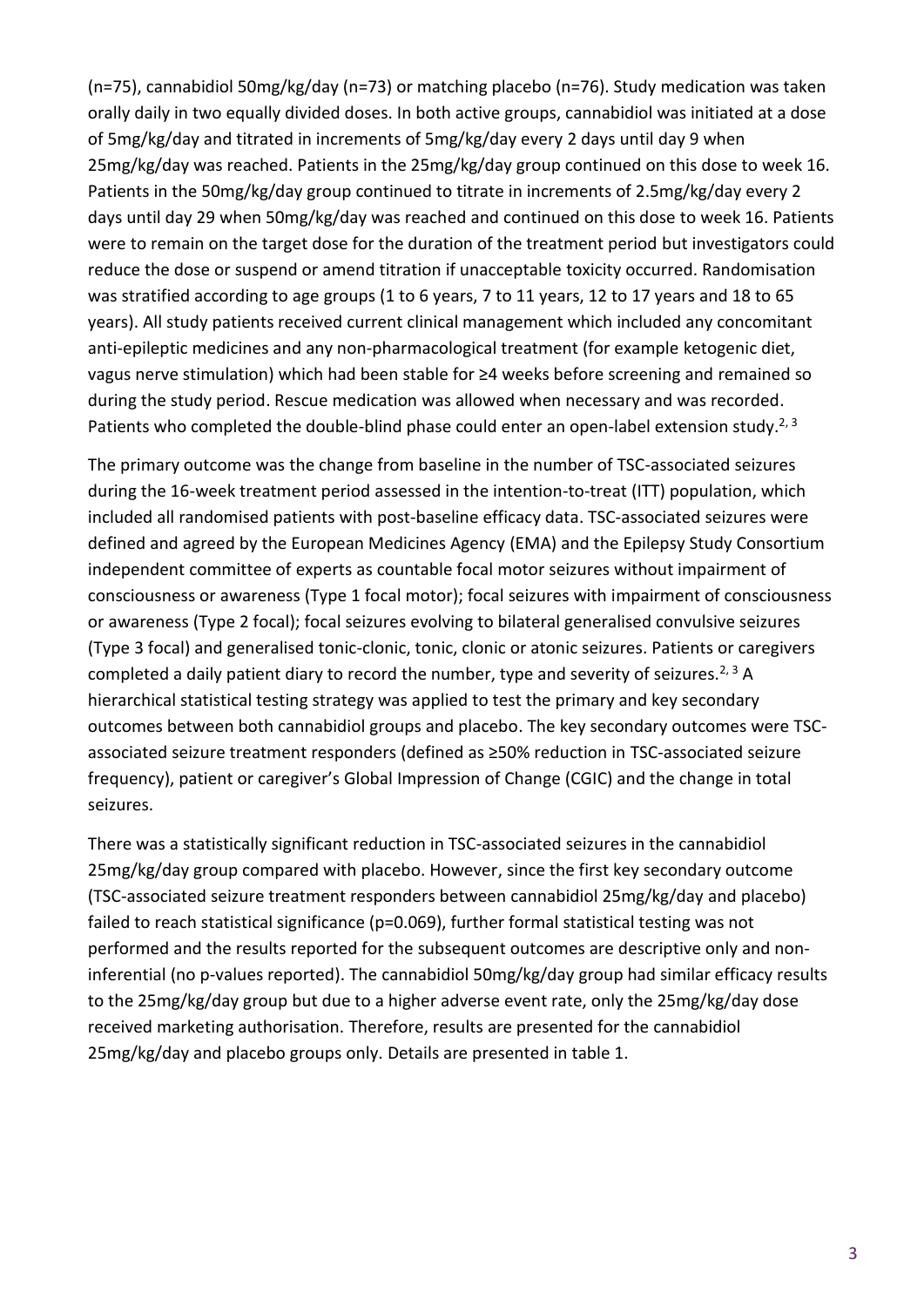(n=75), cannabidiol 50mg/kg/day (n=73) or matching placebo (n=76). Study medication was taken orally daily in two equally divided doses. In both active groups, cannabidiol was initiated at a dose of 5mg/kg/day and titrated in increments of 5mg/kg/day every 2 days until day 9 when 25mg/kg/day was reached. Patients in the 25mg/kg/day group continued on this dose to week 16. Patients in the 50mg/kg/day group continued to titrate in increments of 2.5mg/kg/day every 2 days until day 29 when 50mg/kg/day was reached and continued on this dose to week 16. Patients were to remain on the target dose for the duration of the treatment period but investigators could reduce the dose or suspend or amend titration if unacceptable toxicity occurred. Randomisation was stratified according to age groups (1 to 6 years, 7 to 11 years, 12 to 17 years and 18 to 65 years). All study patients received current clinical management which included any concomitant anti-epileptic medicines and any non-pharmacological treatment (for example ketogenic diet, vagus nerve stimulation) which had been stable for ≥4 weeks before screening and remained so during the study period. Rescue medication was allowed when necessary and was recorded. Patients who completed the double-blind phase could enter an open-label extension study.[2, 3]

The primary outcome was the change from baseline in the number of TSC-associated seizures during the 16-week treatment period assessed in the intention-to-treat (ITT) population, which included all randomised patients with post-baseline efficacy data. TSC-associated seizures were defined and agreed by the European Medicines Agency (EMA) and the Epilepsy Study Consortium independent committee of experts as countable focal motor seizures without impairment of consciousness or awareness (Type 1 focal motor); focal seizures with impairment of consciousness or awareness (Type 2 focal); focal seizures evolving to bilateral generalised convulsive seizures (Type 3 focal) and generalised tonic-clonic, tonic, clonic or atonic seizures. Patients or caregivers completed a daily patient diary to record the number, type and severity of seizures.[2, 3] A hierarchical statistical testing strategy was applied to test the primary and key secondary outcomes between both cannabidiol groups and placebo. The key secondary outcomes were TSC-associated seizure treatment responders (defined as ≥50% reduction in TSC-associated seizure frequency), patient or caregiver's Global Impression of Change (CGIC) and the change in total seizures.

There was a statistically significant reduction in TSC-associated seizures in the cannabidiol 25mg/kg/day group compared with placebo. However, since the first key secondary outcome (TSC-associated seizure treatment responders between cannabidiol 25mg/kg/day and placebo) failed to reach statistical significance (p=0.069), further formal statistical testing was not performed and the results reported for the subsequent outcomes are descriptive only and non-inferential (no p-values reported). The cannabidiol 50mg/kg/day group had similar efficacy results to the 25mg/kg/day group but due to a higher adverse event rate, only the 25mg/kg/day dose received marketing authorisation. Therefore, results are presented for the cannabidiol 25mg/kg/day and placebo groups only. Details are presented in table 1.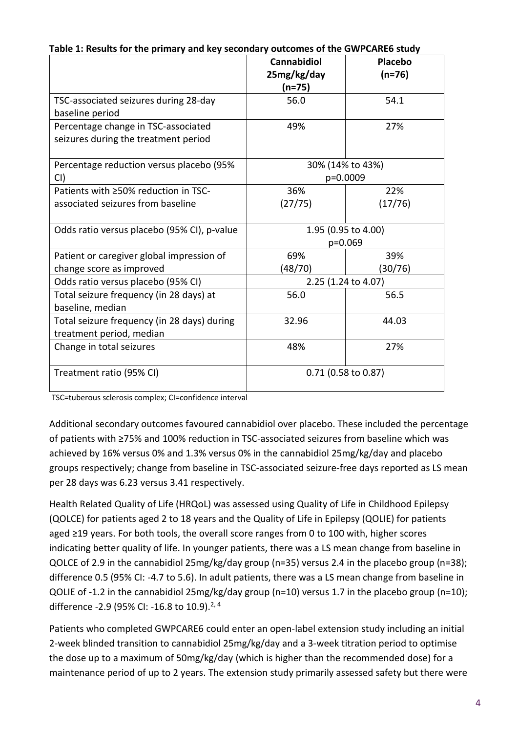**Table 1: Results for the primary and key secondary outcomes of the GWPCARE6 study**

| | Cannabidiol 25mg/kg/day (n=75) | Placebo (n=76) |
|---|---|---|
| TSC-associated seizures during 28-day baseline period | 56.0 | 54.1 |
| Percentage change in TSC-associated seizures during the treatment period | 49% | 27% |
| Percentage reduction versus placebo (95% CI) | 30% (14% to 43%) p=0.0009 | |
| Patients with ≥50% reduction in TSC-associated seizures from baseline | 36% (27/75) | 22% (17/76) |
| Odds ratio versus placebo (95% CI), p-value | 1.95 (0.95 to 4.00) p=0.069 | |
| Patient or caregiver global impression of change score as improved | 69% (48/70) | 39% (30/76) |
| Odds ratio versus placebo (95% CI) | 2.25 (1.24 to 4.07) | |
| Total seizure frequency (in 28 days) at baseline, median | 56.0 | 56.5 |
| Total seizure frequency (in 28 days) during treatment period, median | 32.96 | 44.03 |
| Change in total seizures | 48% | 27% |
| Treatment ratio (95% CI) | 0.71 (0.58 to 0.87) | |

TSC=tuberous sclerosis complex; CI=confidence interval

Additional secondary outcomes favoured cannabidiol over placebo. These included the percentage of patients with ≥75% and 100% reduction in TSC-associated seizures from baseline which was achieved by 16% versus 0% and 1.3% versus 0% in the cannabidiol 25mg/kg/day and placebo groups respectively; change from baseline in TSC-associated seizure-free days reported as LS mean per 28 days was 6.23 versus 3.41 respectively.

Health Related Quality of Life (HRQoL) was assessed using Quality of Life in Childhood Epilepsy (QOLCE) for patients aged 2 to 18 years and the Quality of Life in Epilepsy (QOLIE) for patients aged ≥19 years. For both tools, the overall score ranges from 0 to 100 with, higher scores indicating better quality of life. In younger patients, there was a LS mean change from baseline in QOLCE of 2.9 in the cannabidiol 25mg/kg/day group (n=35) versus 2.4 in the placebo group (n=38); difference 0.5 (95% CI: -4.7 to 5.6). In adult patients, there was a LS mean change from baseline in QOLIE of -1.2 in the cannabidiol 25mg/kg/day group (n=10) versus 1.7 in the placebo group (n=10); difference -2.9 (95% CI: -16.8 to 10.9).[2, 4]

Patients who completed GWPCARE6 could enter an open-label extension study including an initial 2-week blinded transition to cannabidiol 25mg/kg/day and a 3-week titration period to optimise the dose up to a maximum of 50mg/kg/day (which is higher than the recommended dose) for a maintenance period of up to 2 years. The extension study primarily assessed safety but there were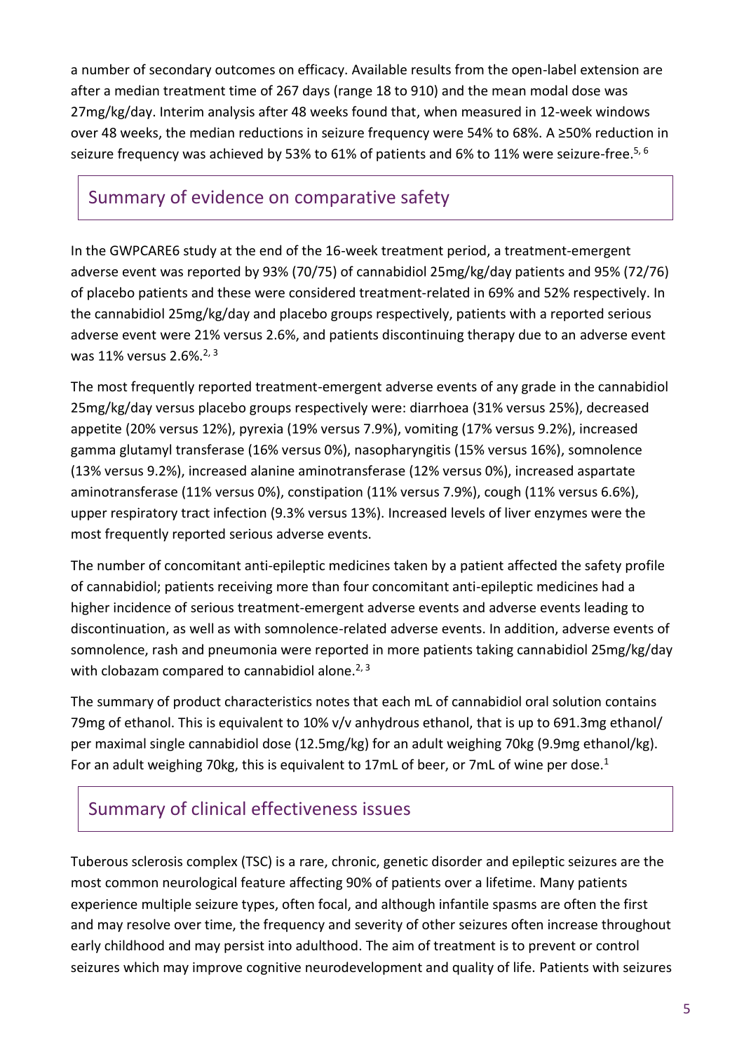a number of secondary outcomes on efficacy. Available results from the open-label extension are after a median treatment time of 267 days (range 18 to 910) and the mean modal dose was 27mg/kg/day. Interim analysis after 48 weeks found that, when measured in 12-week windows over 48 weeks, the median reductions in seizure frequency were 54% to 68%. A ≥50% reduction in seizure frequency was achieved by 53% to 61% of patients and 6% to 11% were seizure-free.[5, 6]

## Summary of evidence on comparative safety

In the GWPCARE6 study at the end of the 16-week treatment period, a treatment-emergent adverse event was reported by 93% (70/75) of cannabidiol 25mg/kg/day patients and 95% (72/76) of placebo patients and these were considered treatment-related in 69% and 52% respectively. In the cannabidiol 25mg/kg/day and placebo groups respectively, patients with a reported serious adverse event were 21% versus 2.6%, and patients discontinuing therapy due to an adverse event was 11% versus 2.6%.[2, 3]

The most frequently reported treatment-emergent adverse events of any grade in the cannabidiol 25mg/kg/day versus placebo groups respectively were: diarrhoea (31% versus 25%), decreased appetite (20% versus 12%), pyrexia (19% versus 7.9%), vomiting (17% versus 9.2%), increased gamma glutamyl transferase (16% versus 0%), nasopharyngitis (15% versus 16%), somnolence (13% versus 9.2%), increased alanine aminotransferase (12% versus 0%), increased aspartate aminotransferase (11% versus 0%), constipation (11% versus 7.9%), cough (11% versus 6.6%), upper respiratory tract infection (9.3% versus 13%). Increased levels of liver enzymes were the most frequently reported serious adverse events.

The number of concomitant anti-epileptic medicines taken by a patient affected the safety profile of cannabidiol; patients receiving more than four concomitant anti-epileptic medicines had a higher incidence of serious treatment-emergent adverse events and adverse events leading to discontinuation, as well as with somnolence-related adverse events. In addition, adverse events of somnolence, rash and pneumonia were reported in more patients taking cannabidiol 25mg/kg/day with clobazam compared to cannabidiol alone.[2, 3]

The summary of product characteristics notes that each mL of cannabidiol oral solution contains 79mg of ethanol. This is equivalent to 10% v/v anhydrous ethanol, that is up to 691.3mg ethanol/ per maximal single cannabidiol dose (12.5mg/kg) for an adult weighing 70kg (9.9mg ethanol/kg). For an adult weighing 70kg, this is equivalent to 17mL of beer, or 7mL of wine per dose.[1]

## Summary of clinical effectiveness issues

Tuberous sclerosis complex (TSC) is a rare, chronic, genetic disorder and epileptic seizures are the most common neurological feature affecting 90% of patients over a lifetime. Many patients experience multiple seizure types, often focal, and although infantile spasms are often the first and may resolve over time, the frequency and severity of other seizures often increase throughout early childhood and may persist into adulthood. The aim of treatment is to prevent or control seizures which may improve cognitive neurodevelopment and quality of life. Patients with seizures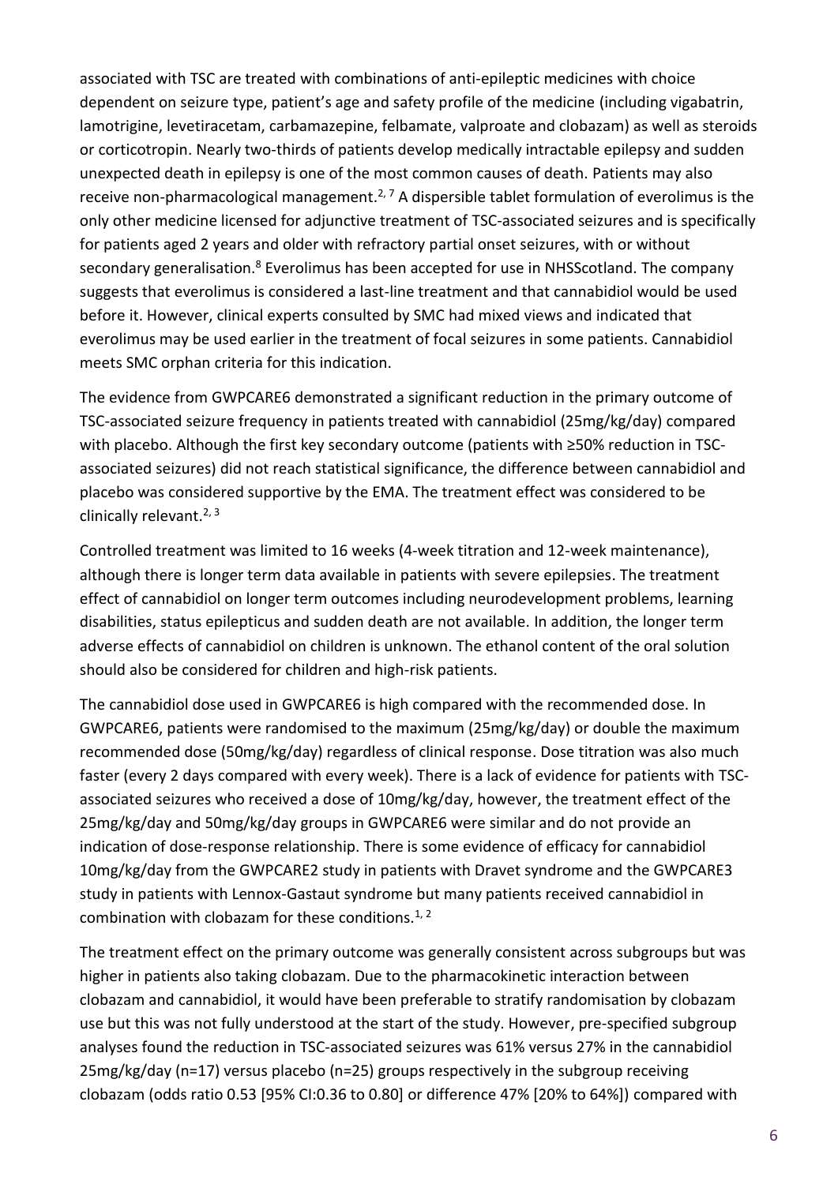associated with TSC are treated with combinations of anti-epileptic medicines with choice dependent on seizure type, patient's age and safety profile of the medicine (including vigabatrin, lamotrigine, levetiracetam, carbamazepine, felbamate, valproate and clobazam) as well as steroids or corticotropin. Nearly two-thirds of patients develop medically intractable epilepsy and sudden unexpected death in epilepsy is one of the most common causes of death. Patients may also receive non-pharmacological management.[2, 7] A dispersible tablet formulation of everolimus is the only other medicine licensed for adjunctive treatment of TSC-associated seizures and is specifically for patients aged 2 years and older with refractory partial onset seizures, with or without secondary generalisation.[8] Everolimus has been accepted for use in NHSScotland. The company suggests that everolimus is considered a last-line treatment and that cannabidiol would be used before it. However, clinical experts consulted by SMC had mixed views and indicated that everolimus may be used earlier in the treatment of focal seizures in some patients. Cannabidiol meets SMC orphan criteria for this indication.

The evidence from GWPCARE6 demonstrated a significant reduction in the primary outcome of TSC-associated seizure frequency in patients treated with cannabidiol (25mg/kg/day) compared with placebo. Although the first key secondary outcome (patients with ≥50% reduction in TSC-associated seizures) did not reach statistical significance, the difference between cannabidiol and placebo was considered supportive by the EMA. The treatment effect was considered to be clinically relevant.[2, 3]

Controlled treatment was limited to 16 weeks (4-week titration and 12-week maintenance), although there is longer term data available in patients with severe epilepsies. The treatment effect of cannabidiol on longer term outcomes including neurodevelopment problems, learning disabilities, status epilepticus and sudden death are not available. In addition, the longer term adverse effects of cannabidiol on children is unknown. The ethanol content of the oral solution should also be considered for children and high-risk patients.

The cannabidiol dose used in GWPCARE6 is high compared with the recommended dose. In GWPCARE6, patients were randomised to the maximum (25mg/kg/day) or double the maximum recommended dose (50mg/kg/day) regardless of clinical response. Dose titration was also much faster (every 2 days compared with every week). There is a lack of evidence for patients with TSC-associated seizures who received a dose of 10mg/kg/day, however, the treatment effect of the 25mg/kg/day and 50mg/kg/day groups in GWPCARE6 were similar and do not provide an indication of dose-response relationship. There is some evidence of efficacy for cannabidiol 10mg/kg/day from the GWPCARE2 study in patients with Dravet syndrome and the GWPCARE3 study in patients with Lennox-Gastaut syndrome but many patients received cannabidiol in combination with clobazam for these conditions.[1, 2]

The treatment effect on the primary outcome was generally consistent across subgroups but was higher in patients also taking clobazam. Due to the pharmacokinetic interaction between clobazam and cannabidiol, it would have been preferable to stratify randomisation by clobazam use but this was not fully understood at the start of the study. However, pre-specified subgroup analyses found the reduction in TSC-associated seizures was 61% versus 27% in the cannabidiol 25mg/kg/day (n=17) versus placebo (n=25) groups respectively in the subgroup receiving clobazam (odds ratio 0.53 [95% CI:0.36 to 0.80] or difference 47% [20% to 64%]) compared with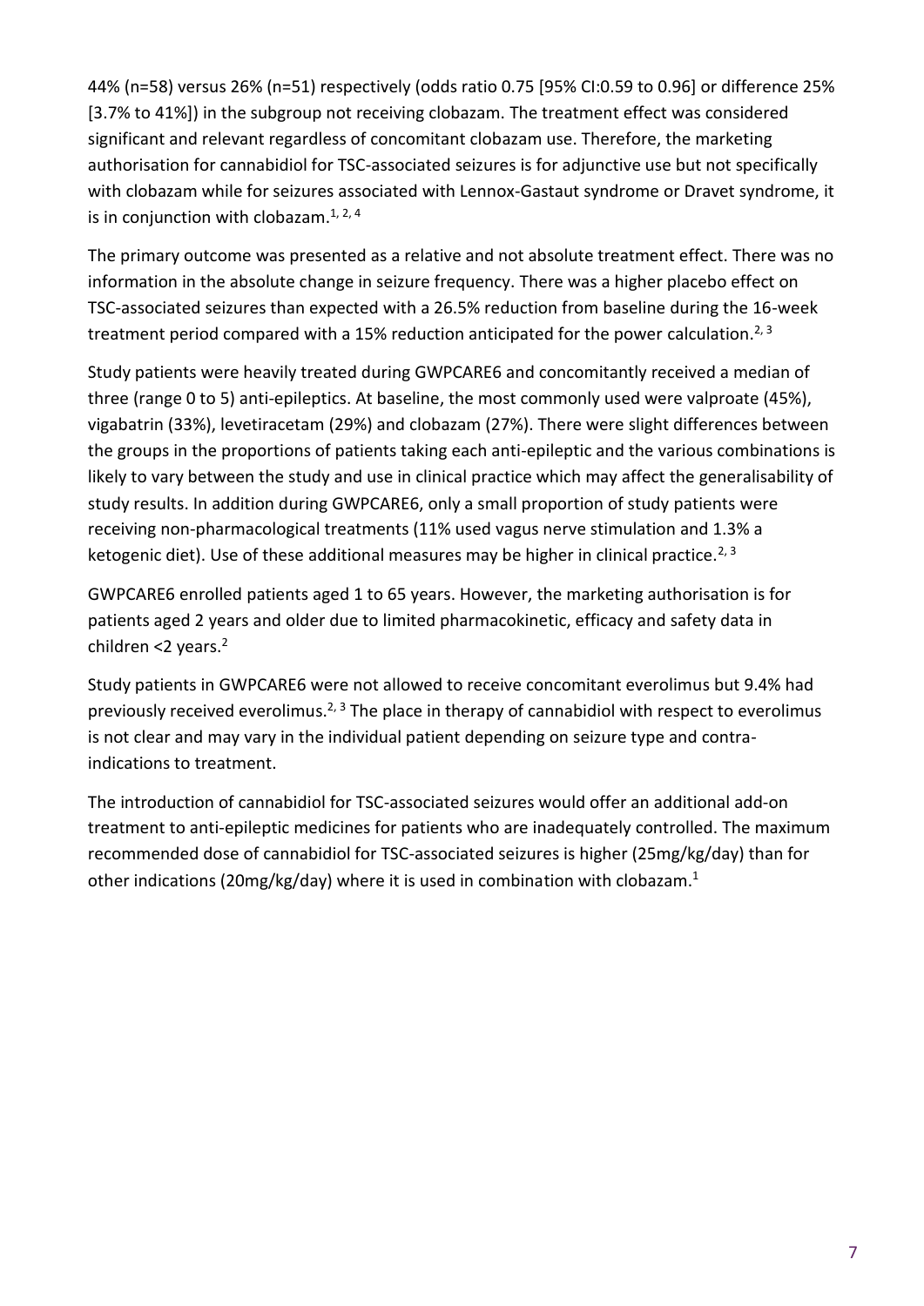44% (n=58) versus 26% (n=51) respectively (odds ratio 0.75 [95% CI:0.59 to 0.96] or difference 25% [3.7% to 41%]) in the subgroup not receiving clobazam. The treatment effect was considered significant and relevant regardless of concomitant clobazam use. Therefore, the marketing authorisation for cannabidiol for TSC-associated seizures is for adjunctive use but not specifically with clobazam while for seizures associated with Lennox-Gastaut syndrome or Dravet syndrome, it is in conjunction with clobazam.[1, 2, 4]

The primary outcome was presented as a relative and not absolute treatment effect. There was no information in the absolute change in seizure frequency. There was a higher placebo effect on TSC-associated seizures than expected with a 26.5% reduction from baseline during the 16-week treatment period compared with a 15% reduction anticipated for the power calculation.[2, 3]

Study patients were heavily treated during GWPCARE6 and concomitantly received a median of three (range 0 to 5) anti-epileptics. At baseline, the most commonly used were valproate (45%), vigabatrin (33%), levetiracetam (29%) and clobazam (27%). There were slight differences between the groups in the proportions of patients taking each anti-epileptic and the various combinations is likely to vary between the study and use in clinical practice which may affect the generalisability of study results. In addition during GWPCARE6, only a small proportion of study patients were receiving non-pharmacological treatments (11% used vagus nerve stimulation and 1.3% a ketogenic diet). Use of these additional measures may be higher in clinical practice.[2, 3]

GWPCARE6 enrolled patients aged 1 to 65 years. However, the marketing authorisation is for patients aged 2 years and older due to limited pharmacokinetic, efficacy and safety data in children <2 years.[2]

Study patients in GWPCARE6 were not allowed to receive concomitant everolimus but 9.4% had previously received everolimus.[2, 3] The place in therapy of cannabidiol with respect to everolimus is not clear and may vary in the individual patient depending on seizure type and contra-indications to treatment.

The introduction of cannabidiol for TSC-associated seizures would offer an additional add-on treatment to anti-epileptic medicines for patients who are inadequately controlled. The maximum recommended dose of cannabidiol for TSC-associated seizures is higher (25mg/kg/day) than for other indications (20mg/kg/day) where it is used in combination with clobazam.[1]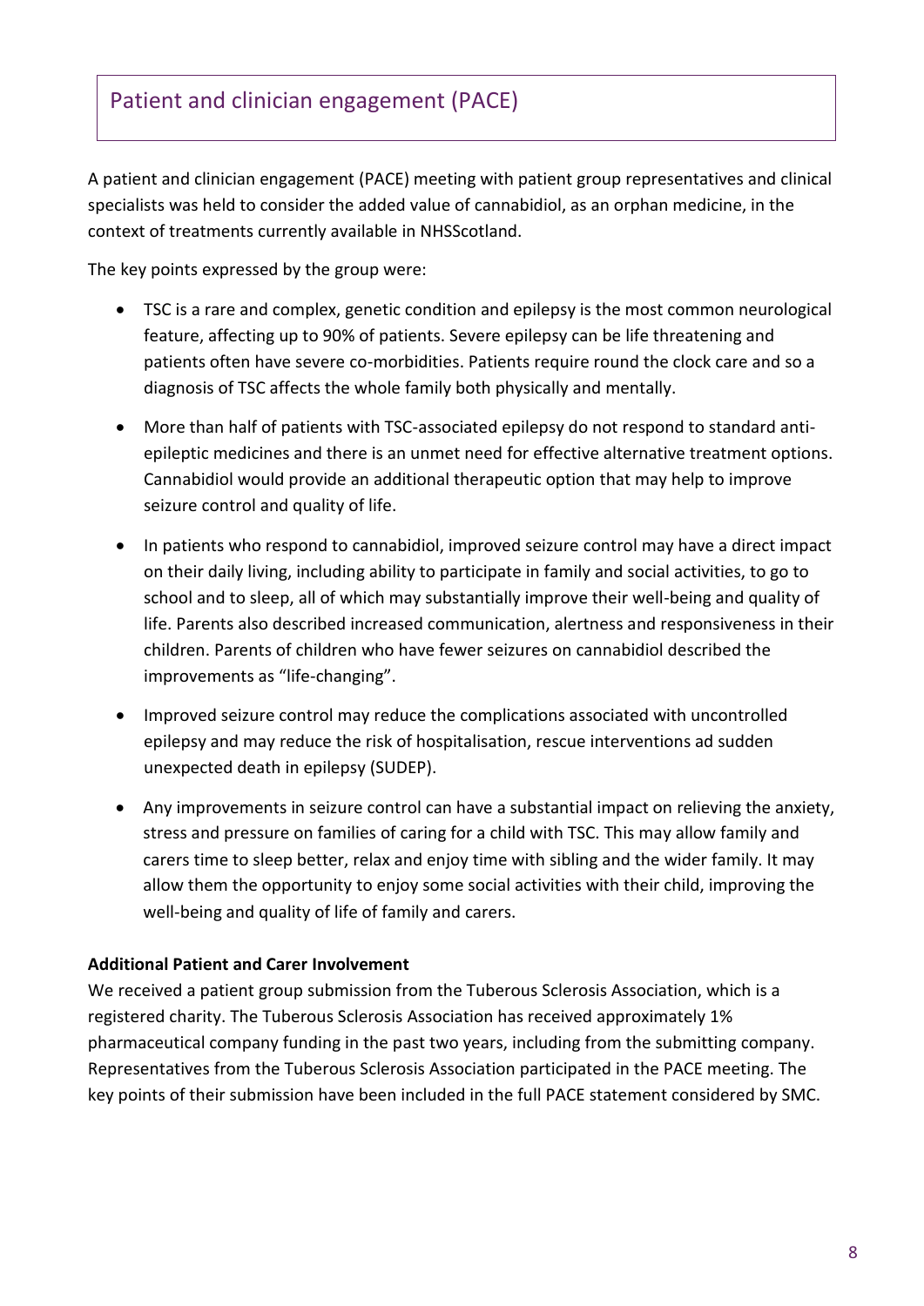## Patient and clinician engagement (PACE)

A patient and clinician engagement (PACE) meeting with patient group representatives and clinical specialists was held to consider the added value of cannabidiol, as an orphan medicine, in the context of treatments currently available in NHSScotland.

The key points expressed by the group were:

- TSC is a rare and complex, genetic condition and epilepsy is the most common neurological feature, affecting up to 90% of patients. Severe epilepsy can be life threatening and patients often have severe co-morbidities. Patients require round the clock care and so a diagnosis of TSC affects the whole family both physically and mentally.
- More than half of patients with TSC-associated epilepsy do not respond to standard anti-epileptic medicines and there is an unmet need for effective alternative treatment options. Cannabidiol would provide an additional therapeutic option that may help to improve seizure control and quality of life.
- In patients who respond to cannabidiol, improved seizure control may have a direct impact on their daily living, including ability to participate in family and social activities, to go to school and to sleep, all of which may substantially improve their well-being and quality of life. Parents also described increased communication, alertness and responsiveness in their children. Parents of children who have fewer seizures on cannabidiol described the improvements as "life-changing".
- Improved seizure control may reduce the complications associated with uncontrolled epilepsy and may reduce the risk of hospitalisation, rescue interventions ad sudden unexpected death in epilepsy (SUDEP).
- Any improvements in seizure control can have a substantial impact on relieving the anxiety, stress and pressure on families of caring for a child with TSC. This may allow family and carers time to sleep better, relax and enjoy time with sibling and the wider family. It may allow them the opportunity to enjoy some social activities with their child, improving the well-being and quality of life of family and carers.

**Additional Patient and Carer Involvement**

We received a patient group submission from the Tuberous Sclerosis Association, which is a registered charity. The Tuberous Sclerosis Association has received approximately 1% pharmaceutical company funding in the past two years, including from the submitting company. Representatives from the Tuberous Sclerosis Association participated in the PACE meeting. The key points of their submission have been included in the full PACE statement considered by SMC.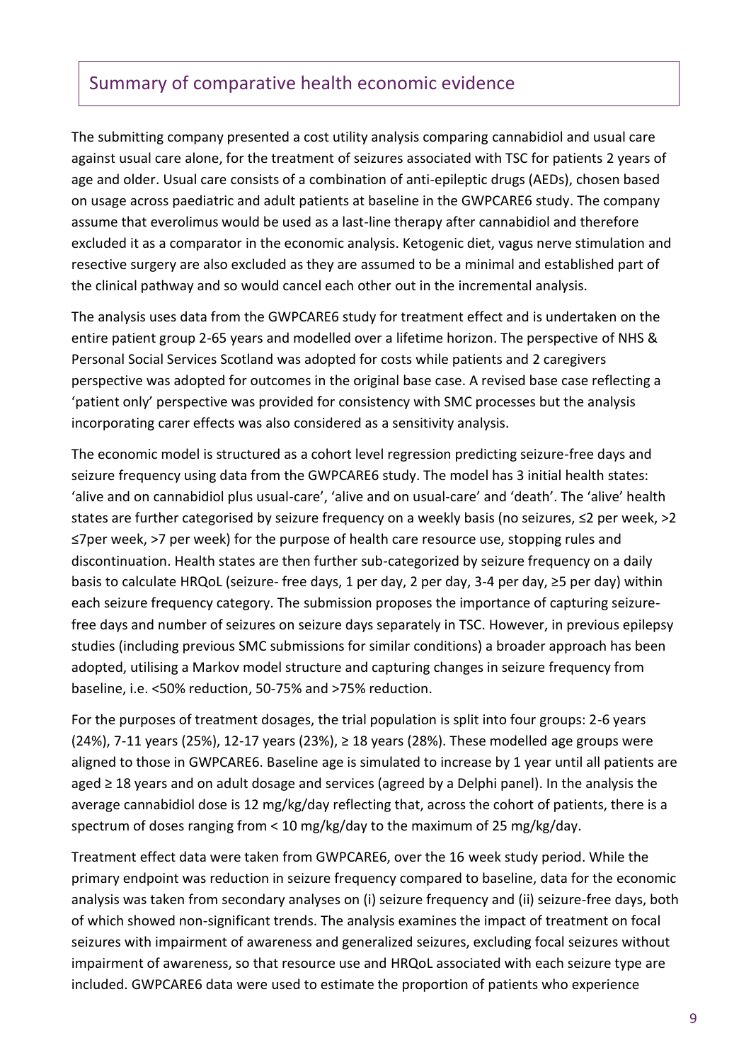## Summary of comparative health economic evidence

The submitting company presented a cost utility analysis comparing cannabidiol and usual care against usual care alone, for the treatment of seizures associated with TSC for patients 2 years of age and older. Usual care consists of a combination of anti-epileptic drugs (AEDs), chosen based on usage across paediatric and adult patients at baseline in the GWPCARE6 study. The company assume that everolimus would be used as a last-line therapy after cannabidiol and therefore excluded it as a comparator in the economic analysis. Ketogenic diet, vagus nerve stimulation and resective surgery are also excluded as they are assumed to be a minimal and established part of the clinical pathway and so would cancel each other out in the incremental analysis.

The analysis uses data from the GWPCARE6 study for treatment effect and is undertaken on the entire patient group 2-65 years and modelled over a lifetime horizon. The perspective of NHS & Personal Social Services Scotland was adopted for costs while patients and 2 caregivers perspective was adopted for outcomes in the original base case. A revised base case reflecting a 'patient only' perspective was provided for consistency with SMC processes but the analysis incorporating carer effects was also considered as a sensitivity analysis.

The economic model is structured as a cohort level regression predicting seizure-free days and seizure frequency using data from the GWPCARE6 study. The model has 3 initial health states: 'alive and on cannabidiol plus usual-care', 'alive and on usual-care' and 'death'. The 'alive' health states are further categorised by seizure frequency on a weekly basis (no seizures, ≤2 per week, >2 ≤7per week, >7 per week) for the purpose of health care resource use, stopping rules and discontinuation. Health states are then further sub-categorized by seizure frequency on a daily basis to calculate HRQoL (seizure- free days, 1 per day, 2 per day, 3-4 per day, ≥5 per day) within each seizure frequency category. The submission proposes the importance of capturing seizure-free days and number of seizures on seizure days separately in TSC. However, in previous epilepsy studies (including previous SMC submissions for similar conditions) a broader approach has been adopted, utilising a Markov model structure and capturing changes in seizure frequency from baseline, i.e. <50% reduction, 50-75% and >75% reduction.

For the purposes of treatment dosages, the trial population is split into four groups: 2-6 years (24%), 7-11 years (25%), 12-17 years (23%), ≥ 18 years (28%). These modelled age groups were aligned to those in GWPCARE6. Baseline age is simulated to increase by 1 year until all patients are aged ≥ 18 years and on adult dosage and services (agreed by a Delphi panel). In the analysis the average cannabidiol dose is 12 mg/kg/day reflecting that, across the cohort of patients, there is a spectrum of doses ranging from < 10 mg/kg/day to the maximum of 25 mg/kg/day.

Treatment effect data were taken from GWPCARE6, over the 16 week study period. While the primary endpoint was reduction in seizure frequency compared to baseline, data for the economic analysis was taken from secondary analyses on (i) seizure frequency and (ii) seizure-free days, both of which showed non-significant trends. The analysis examines the impact of treatment on focal seizures with impairment of awareness and generalized seizures, excluding focal seizures without impairment of awareness, so that resource use and HRQoL associated with each seizure type are included. GWPCARE6 data were used to estimate the proportion of patients who experience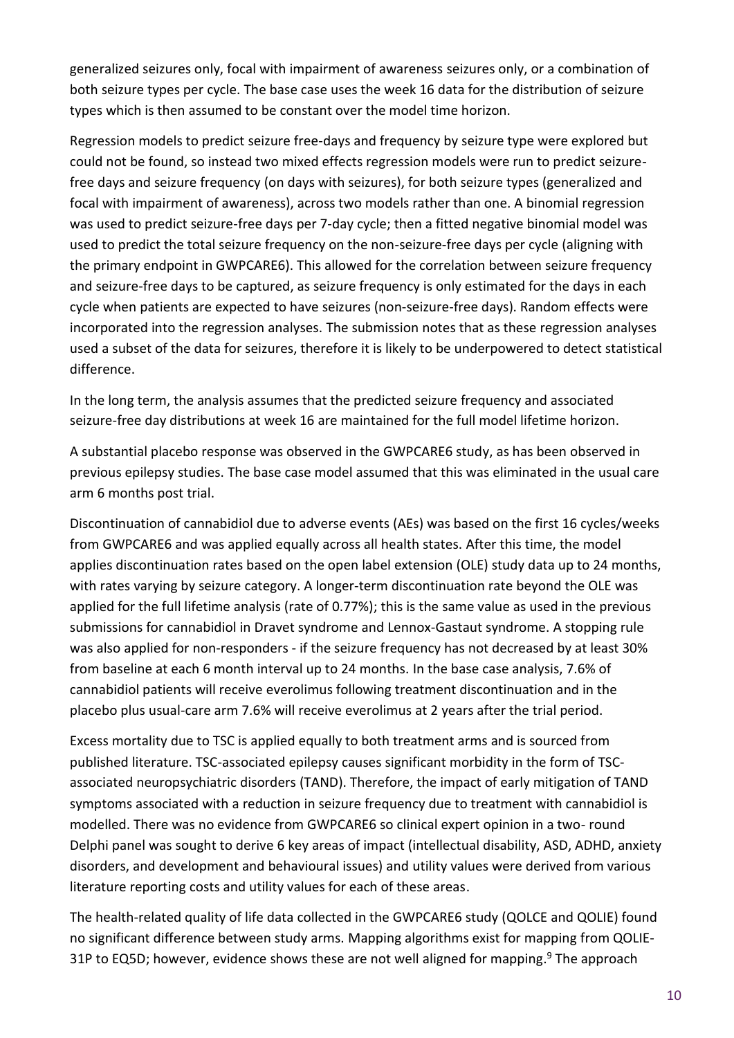generalized seizures only, focal with impairment of awareness seizures only, or a combination of both seizure types per cycle. The base case uses the week 16 data for the distribution of seizure types which is then assumed to be constant over the model time horizon.

Regression models to predict seizure free-days and frequency by seizure type were explored but could not be found, so instead two mixed effects regression models were run to predict seizure-free days and seizure frequency (on days with seizures), for both seizure types (generalized and focal with impairment of awareness), across two models rather than one. A binomial regression was used to predict seizure-free days per 7-day cycle; then a fitted negative binomial model was used to predict the total seizure frequency on the non-seizure-free days per cycle (aligning with the primary endpoint in GWPCARE6). This allowed for the correlation between seizure frequency and seizure-free days to be captured, as seizure frequency is only estimated for the days in each cycle when patients are expected to have seizures (non-seizure-free days). Random effects were incorporated into the regression analyses. The submission notes that as these regression analyses used a subset of the data for seizures, therefore it is likely to be underpowered to detect statistical difference.

In the long term, the analysis assumes that the predicted seizure frequency and associated seizure-free day distributions at week 16 are maintained for the full model lifetime horizon.

A substantial placebo response was observed in the GWPCARE6 study, as has been observed in previous epilepsy studies. The base case model assumed that this was eliminated in the usual care arm 6 months post trial.

Discontinuation of cannabidiol due to adverse events (AEs) was based on the first 16 cycles/weeks from GWPCARE6 and was applied equally across all health states. After this time, the model applies discontinuation rates based on the open label extension (OLE) study data up to 24 months, with rates varying by seizure category. A longer-term discontinuation rate beyond the OLE was applied for the full lifetime analysis (rate of 0.77%); this is the same value as used in the previous submissions for cannabidiol in Dravet syndrome and Lennox-Gastaut syndrome. A stopping rule was also applied for non-responders - if the seizure frequency has not decreased by at least 30% from baseline at each 6 month interval up to 24 months. In the base case analysis, 7.6% of cannabidiol patients will receive everolimus following treatment discontinuation and in the placebo plus usual-care arm 7.6% will receive everolimus at 2 years after the trial period.

Excess mortality due to TSC is applied equally to both treatment arms and is sourced from published literature. TSC-associated epilepsy causes significant morbidity in the form of TSC-associated neuropsychiatric disorders (TAND). Therefore, the impact of early mitigation of TAND symptoms associated with a reduction in seizure frequency due to treatment with cannabidiol is modelled. There was no evidence from GWPCARE6 so clinical expert opinion in a two- round Delphi panel was sought to derive 6 key areas of impact (intellectual disability, ASD, ADHD, anxiety disorders, and development and behavioural issues) and utility values were derived from various literature reporting costs and utility values for each of these areas.

The health-related quality of life data collected in the GWPCARE6 study (QOLCE and QOLIE) found no significant difference between study arms. Mapping algorithms exist for mapping from QOLIE-31P to EQ5D; however, evidence shows these are not well aligned for mapping.[9] The approach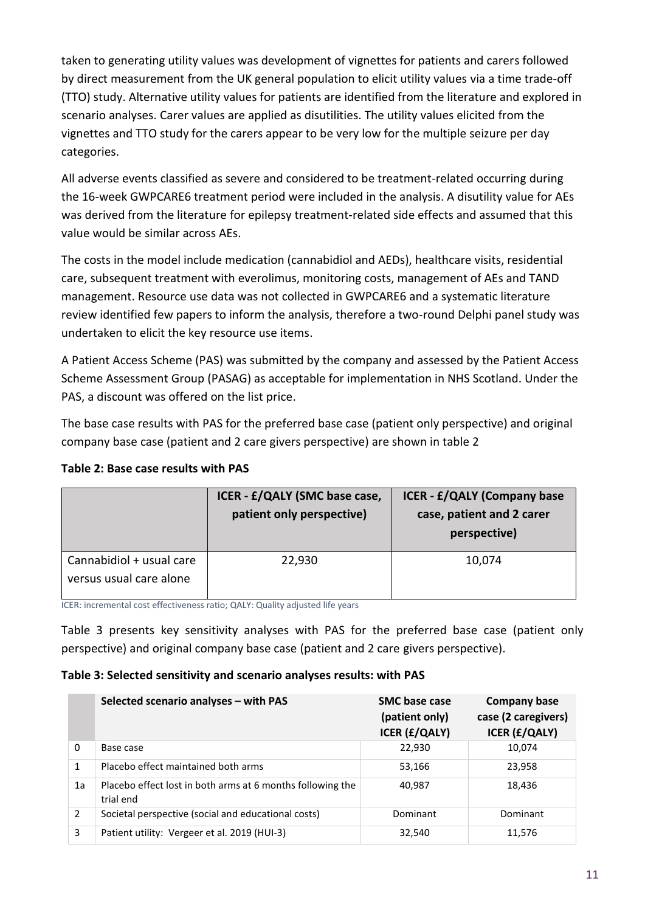taken to generating utility values was development of vignettes for patients and carers followed by direct measurement from the UK general population to elicit utility values via a time trade-off (TTO) study. Alternative utility values for patients are identified from the literature and explored in scenario analyses. Carer values are applied as disutilities. The utility values elicited from the vignettes and TTO study for the carers appear to be very low for the multiple seizure per day categories.

All adverse events classified as severe and considered to be treatment-related occurring during the 16-week GWPCARE6 treatment period were included in the analysis. A disutility value for AEs was derived from the literature for epilepsy treatment-related side effects and assumed that this value would be similar across AEs.

The costs in the model include medication (cannabidiol and AEDs), healthcare visits, residential care, subsequent treatment with everolimus, monitoring costs, management of AEs and TAND management. Resource use data was not collected in GWPCARE6 and a systematic literature review identified few papers to inform the analysis, therefore a two-round Delphi panel study was undertaken to elicit the key resource use items.

A Patient Access Scheme (PAS) was submitted by the company and assessed by the Patient Access Scheme Assessment Group (PASAG) as acceptable for implementation in NHS Scotland. Under the PAS, a discount was offered on the list price.

The base case results with PAS for the preferred base case (patient only perspective) and original company base case (patient and 2 care givers perspective) are shown in table 2

**Table 2: Base case results with PAS**

| | ICER - £/QALY (SMC base case, patient only perspective) | ICER - £/QALY (Company base case, patient and 2 carer perspective) |
|---|---|---|
| Cannabidiol + usual care versus usual care alone | 22,930 | 10,074 |

ICER: incremental cost effectiveness ratio; QALY: Quality adjusted life years

Table 3 presents key sensitivity analyses with PAS for the preferred base case (patient only perspective) and original company base case (patient and 2 care givers perspective).

**Table 3: Selected sensitivity and scenario analyses results: with PAS**

| | Selected scenario analyses – with PAS | SMC base case (patient only) ICER (£/QALY) | Company base case (2 caregivers) ICER (£/QALY) |
|---|---|---|---|
| 0 | Base case | 22,930 | 10,074 |
| 1 | Placebo effect maintained both arms | 53,166 | 23,958 |
| 1a | Placebo effect lost in both arms at 6 months following the trial end | 40,987 | 18,436 |
| 2 | Societal perspective (social and educational costs) | Dominant | Dominant |
| 3 | Patient utility: Vergeer et al. 2019 (HUI-3) | 32,540 | 11,576 |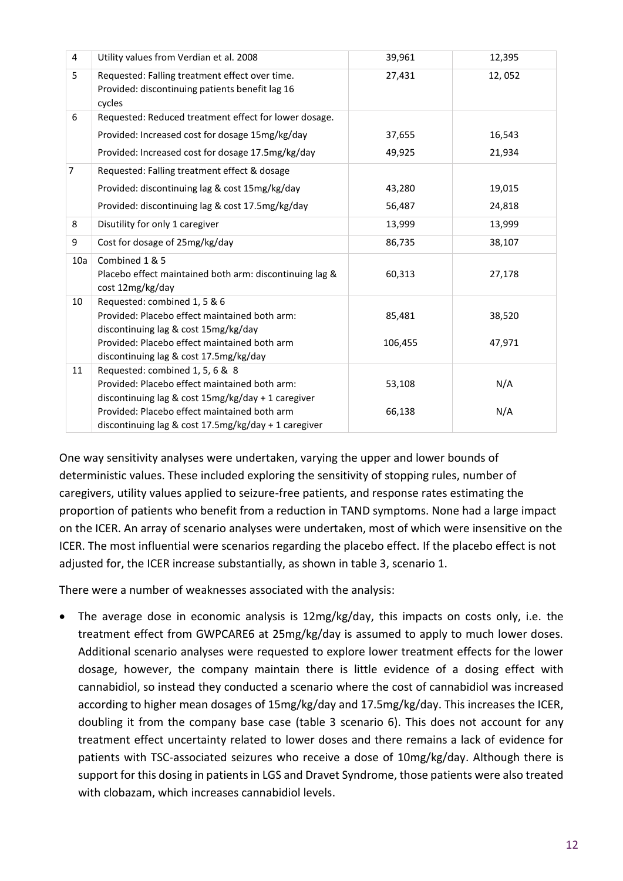| 4 | Utility values from Verdian et al. 2008 | 39,961 | 12,395 |
|---|---|---|---|
| 5 | Requested: Falling treatment effect over time.<br>Provided: discontinuing patients benefit lag 16 cycles | 27,431 | 12, 052 |
| 6 | Requested: Reduced treatment effect for lower dosage. | | |
| | Provided: Increased cost for dosage 15mg/kg/day | 37,655 | 16,543 |
| | Provided: Increased cost for dosage 17.5mg/kg/day | 49,925 | 21,934 |
| 7 | Requested: Falling treatment effect & dosage | | |
| | Provided: discontinuing lag & cost 15mg/kg/day | 43,280 | 19,015 |
| | Provided: discontinuing lag & cost 17.5mg/kg/day | 56,487 | 24,818 |
| 8 | Disutility for only 1 caregiver | 13,999 | 13,999 |
| 9 | Cost for dosage of 25mg/kg/day | 86,735 | 38,107 |
| 10a | Combined 1 & 5<br>Placebo effect maintained both arm: discontinuing lag & cost 12mg/kg/day | 60,313 | 27,178 |
| 10 | Requested: combined 1, 5 & 6<br>Provided: Placebo effect maintained both arm: discontinuing lag & cost 15mg/kg/day<br>Provided: Placebo effect maintained both arm discontinuing lag & cost 17.5mg/kg/day | 85,481<br><br>106,455 | 38,520<br><br>47,971 |
| 11 | Requested: combined 1, 5, 6 & 8<br>Provided: Placebo effect maintained both arm: discontinuing lag & cost 15mg/kg/day + 1 caregiver<br>Provided: Placebo effect maintained both arm discontinuing lag & cost 17.5mg/kg/day + 1 caregiver | 53,108<br><br>66,138 | N/A<br><br>N/A |

One way sensitivity analyses were undertaken, varying the upper and lower bounds of deterministic values. These included exploring the sensitivity of stopping rules, number of caregivers, utility values applied to seizure-free patients, and response rates estimating the proportion of patients who benefit from a reduction in TAND symptoms. None had a large impact on the ICER. An array of scenario analyses were undertaken, most of which were insensitive on the ICER. The most influential were scenarios regarding the placebo effect. If the placebo effect is not adjusted for, the ICER increase substantially, as shown in table 3, scenario 1.

There were a number of weaknesses associated with the analysis:

- The average dose in economic analysis is 12mg/kg/day, this impacts on costs only, i.e. the treatment effect from GWPCARE6 at 25mg/kg/day is assumed to apply to much lower doses. Additional scenario analyses were requested to explore lower treatment effects for the lower dosage, however, the company maintain there is little evidence of a dosing effect with cannabidiol, so instead they conducted a scenario where the cost of cannabidiol was increased according to higher mean dosages of 15mg/kg/day and 17.5mg/kg/day. This increases the ICER, doubling it from the company base case (table 3 scenario 6). This does not account for any treatment effect uncertainty related to lower doses and there remains a lack of evidence for patients with TSC-associated seizures who receive a dose of 10mg/kg/day. Although there is support for this dosing in patients in LGS and Dravet Syndrome, those patients were also treated with clobazam, which increases cannabidiol levels.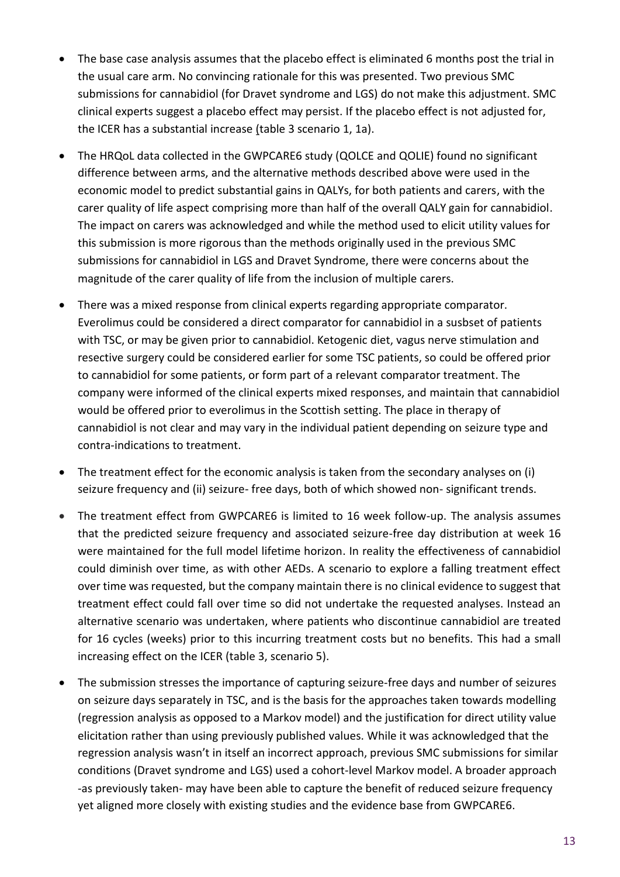- The base case analysis assumes that the placebo effect is eliminated 6 months post the trial in the usual care arm. No convincing rationale for this was presented. Two previous SMC submissions for cannabidiol (for Dravet syndrome and LGS) do not make this adjustment. SMC clinical experts suggest a placebo effect may persist. If the placebo effect is not adjusted for, the ICER has a substantial increase (table 3 scenario 1, 1a).
- The HRQoL data collected in the GWPCARE6 study (QOLCE and QOLIE) found no significant difference between arms, and the alternative methods described above were used in the economic model to predict substantial gains in QALYs, for both patients and carers, with the carer quality of life aspect comprising more than half of the overall QALY gain for cannabidiol. The impact on carers was acknowledged and while the method used to elicit utility values for this submission is more rigorous than the methods originally used in the previous SMC submissions for cannabidiol in LGS and Dravet Syndrome, there were concerns about the magnitude of the carer quality of life from the inclusion of multiple carers.
- There was a mixed response from clinical experts regarding appropriate comparator. Everolimus could be considered a direct comparator for cannabidiol in a susbset of patients with TSC, or may be given prior to cannabidiol. Ketogenic diet, vagus nerve stimulation and resective surgery could be considered earlier for some TSC patients, so could be offered prior to cannabidiol for some patients, or form part of a relevant comparator treatment. The company were informed of the clinical experts mixed responses, and maintain that cannabidiol would be offered prior to everolimus in the Scottish setting. The place in therapy of cannabidiol is not clear and may vary in the individual patient depending on seizure type and contra-indications to treatment.
- The treatment effect for the economic analysis is taken from the secondary analyses on (i) seizure frequency and (ii) seizure- free days, both of which showed non- significant trends.
- The treatment effect from GWPCARE6 is limited to 16 week follow-up. The analysis assumes that the predicted seizure frequency and associated seizure-free day distribution at week 16 were maintained for the full model lifetime horizon. In reality the effectiveness of cannabidiol could diminish over time, as with other AEDs. A scenario to explore a falling treatment effect over time was requested, but the company maintain there is no clinical evidence to suggest that treatment effect could fall over time so did not undertake the requested analyses. Instead an alternative scenario was undertaken, where patients who discontinue cannabidiol are treated for 16 cycles (weeks) prior to this incurring treatment costs but no benefits. This had a small increasing effect on the ICER (table 3, scenario 5).
- The submission stresses the importance of capturing seizure-free days and number of seizures on seizure days separately in TSC, and is the basis for the approaches taken towards modelling (regression analysis as opposed to a Markov model) and the justification for direct utility value elicitation rather than using previously published values. While it was acknowledged that the regression analysis wasn't in itself an incorrect approach, previous SMC submissions for similar conditions (Dravet syndrome and LGS) used a cohort-level Markov model. A broader approach -as previously taken- may have been able to capture the benefit of reduced seizure frequency yet aligned more closely with existing studies and the evidence base from GWPCARE6.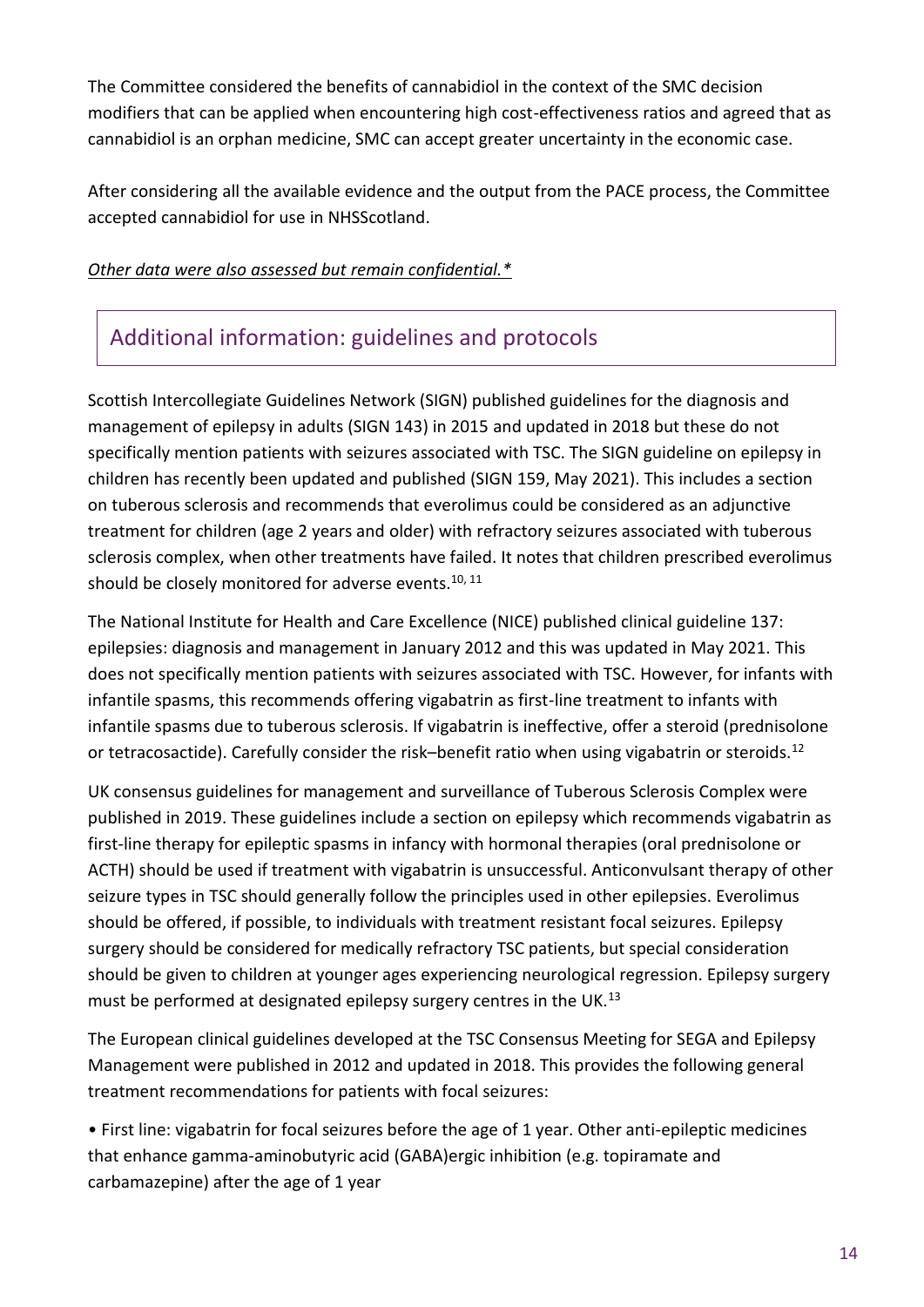The Committee considered the benefits of cannabidiol in the context of the SMC decision modifiers that can be applied when encountering high cost-effectiveness ratios and agreed that as cannabidiol is an orphan medicine, SMC can accept greater uncertainty in the economic case.

After considering all the available evidence and the output from the PACE process, the Committee accepted cannabidiol for use in NHSScotland.

*Other data were also assessed but remain confidential.**

## Additional information: guidelines and protocols

Scottish Intercollegiate Guidelines Network (SIGN) published guidelines for the diagnosis and management of epilepsy in adults (SIGN 143) in 2015 and updated in 2018 but these do not specifically mention patients with seizures associated with TSC. The SIGN guideline on epilepsy in children has recently been updated and published (SIGN 159, May 2021). This includes a section on tuberous sclerosis and recommends that everolimus could be considered as an adjunctive treatment for children (age 2 years and older) with refractory seizures associated with tuberous sclerosis complex, when other treatments have failed. It notes that children prescribed everolimus should be closely monitored for adverse events.[10, 11]

The National Institute for Health and Care Excellence (NICE) published clinical guideline 137: epilepsies: diagnosis and management in January 2012 and this was updated in May 2021. This does not specifically mention patients with seizures associated with TSC. However, for infants with infantile spasms, this recommends offering vigabatrin as first-line treatment to infants with infantile spasms due to tuberous sclerosis. If vigabatrin is ineffective, offer a steroid (prednisolone or tetracosactide). Carefully consider the risk–benefit ratio when using vigabatrin or steroids.[12]

UK consensus guidelines for management and surveillance of Tuberous Sclerosis Complex were published in 2019. These guidelines include a section on epilepsy which recommends vigabatrin as first-line therapy for epileptic spasms in infancy with hormonal therapies (oral prednisolone or ACTH) should be used if treatment with vigabatrin is unsuccessful. Anticonvulsant therapy of other seizure types in TSC should generally follow the principles used in other epilepsies. Everolimus should be offered, if possible, to individuals with treatment resistant focal seizures. Epilepsy surgery should be considered for medically refractory TSC patients, but special consideration should be given to children at younger ages experiencing neurological regression. Epilepsy surgery must be performed at designated epilepsy surgery centres in the UK.[13]

The European clinical guidelines developed at the TSC Consensus Meeting for SEGA and Epilepsy Management were published in 2012 and updated in 2018. This provides the following general treatment recommendations for patients with focal seizures:

- First line: vigabatrin for focal seizures before the age of 1 year. Other anti-epileptic medicines that enhance gamma-aminobutyric acid (GABA)ergic inhibition (e.g. topiramate and carbamazepine) after the age of 1 year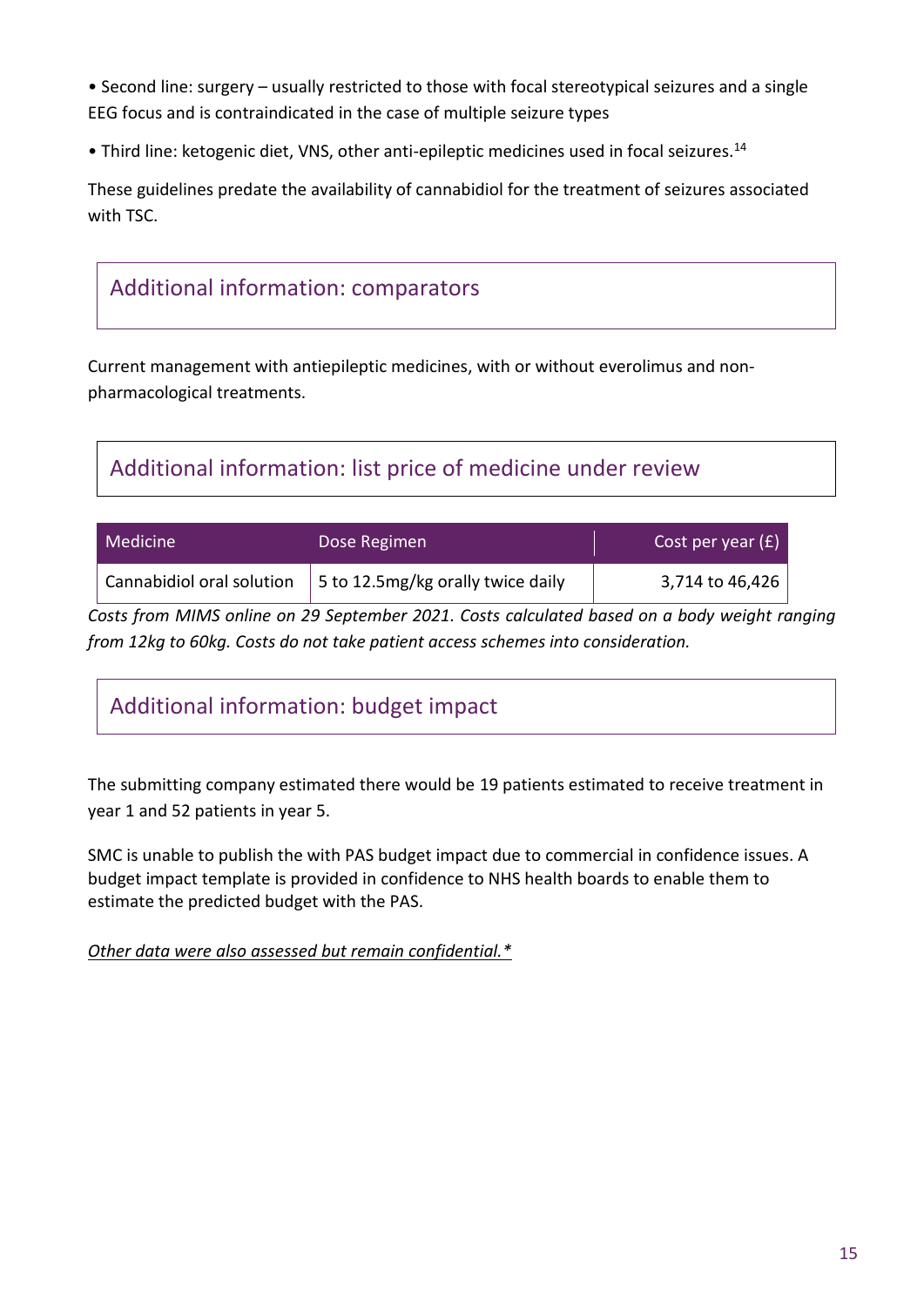• Second line: surgery – usually restricted to those with focal stereotypical seizures and a single EEG focus and is contraindicated in the case of multiple seizure types

• Third line: ketogenic diet, VNS, other anti-epileptic medicines used in focal seizures.[14]

These guidelines predate the availability of cannabidiol for the treatment of seizures associated with TSC.

## Additional information: comparators

Current management with antiepileptic medicines, with or without everolimus and non-pharmacological treatments.

## Additional information: list price of medicine under review

| Medicine | Dose Regimen | Cost per year (£) |
|---|---|---|
| Cannabidiol oral solution | 5 to 12.5mg/kg orally twice daily | 3,714 to 46,426 |

*Costs from MIMS online on 29 September 2021. Costs calculated based on a body weight ranging from 12kg to 60kg. Costs do not take patient access schemes into consideration.*

## Additional information: budget impact

The submitting company estimated there would be 19 patients estimated to receive treatment in year 1 and 52 patients in year 5.

SMC is unable to publish the with PAS budget impact due to commercial in confidence issues. A budget impact template is provided in confidence to NHS health boards to enable them to estimate the predicted budget with the PAS.

*Other data were also assessed but remain confidential.**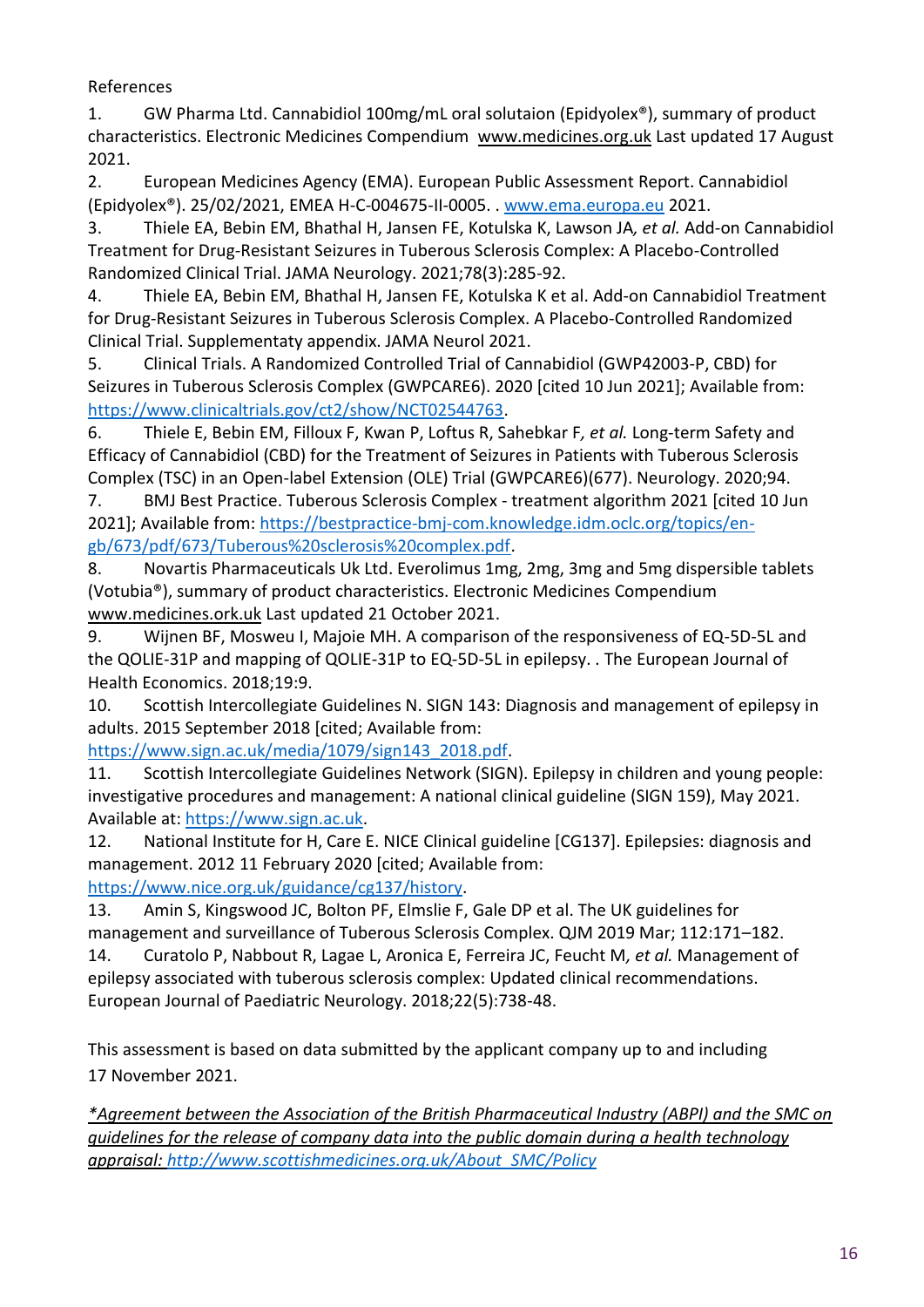References

1. GW Pharma Ltd. Cannabidiol 100mg/mL oral solutaion (Epidyolex®), summary of product characteristics. Electronic Medicines Compendium www.medicines.org.uk Last updated 17 August 2021.
2. European Medicines Agency (EMA). European Public Assessment Report. Cannabidiol (Epidyolex®). 25/02/2021, EMEA H-C-004675-II-0005. . www.ema.europa.eu 2021.
3. Thiele EA, Bebin EM, Bhathal H, Jansen FE, Kotulska K, Lawson JA*, et al.* Add-on Cannabidiol Treatment for Drug-Resistant Seizures in Tuberous Sclerosis Complex: A Placebo-Controlled Randomized Clinical Trial. JAMA Neurology. 2021;78(3):285-92.
4. Thiele EA, Bebin EM, Bhathal H, Jansen FE, Kotulska K et al. Add-on Cannabidiol Treatment for Drug-Resistant Seizures in Tuberous Sclerosis Complex. A Placebo-Controlled Randomized Clinical Trial. Supplementaty appendix. JAMA Neurol 2021.
5. Clinical Trials. A Randomized Controlled Trial of Cannabidiol (GWP42003-P, CBD) for Seizures in Tuberous Sclerosis Complex (GWPCARE6). 2020 [cited 10 Jun 2021]; Available from: https://www.clinicaltrials.gov/ct2/show/NCT02544763.
6. Thiele E, Bebin EM, Filloux F, Kwan P, Loftus R, Sahebkar F*, et al.* Long-term Safety and Efficacy of Cannabidiol (CBD) for the Treatment of Seizures in Patients with Tuberous Sclerosis Complex (TSC) in an Open-label Extension (OLE) Trial (GWPCARE6)(677). Neurology. 2020;94.
7. BMJ Best Practice. Tuberous Sclerosis Complex - treatment algorithm 2021 [cited 10 Jun 2021]; Available from: https://bestpractice-bmj-com.knowledge.idm.oclc.org/topics/en-gb/673/pdf/673/Tuberous%20sclerosis%20complex.pdf.
8. Novartis Pharmaceuticals Uk Ltd. Everolimus 1mg, 2mg, 3mg and 5mg dispersible tablets (Votubia®), summary of product characteristics. Electronic Medicines Compendium www.medicines.ork.uk Last updated 21 October 2021.
9. Wijnen BF, Mosweu I, Majoie MH. A comparison of the responsiveness of EQ-5D-5L and the QOLIE-31P and mapping of QOLIE-31P to EQ-5D-5L in epilepsy. . The European Journal of Health Economics. 2018;19:9.
10. Scottish Intercollegiate Guidelines N. SIGN 143: Diagnosis and management of epilepsy in adults. 2015 September 2018 [cited; Available from: https://www.sign.ac.uk/media/1079/sign143_2018.pdf.
11. Scottish Intercollegiate Guidelines Network (SIGN). Epilepsy in children and young people: investigative procedures and management: A national clinical guideline (SIGN 159), May 2021. Available at: https://www.sign.ac.uk.
12. National Institute for H, Care E. NICE Clinical guideline [CG137]. Epilepsies: diagnosis and management. 2012 11 February 2020 [cited; Available from: https://www.nice.org.uk/guidance/cg137/history.
13. Amin S, Kingswood JC, Bolton PF, Elmslie F, Gale DP et al. The UK guidelines for management and surveillance of Tuberous Sclerosis Complex. QJM 2019 Mar; 112:171–182.
14. Curatolo P, Nabbout R, Lagae L, Aronica E, Ferreira JC, Feucht M*, et al.* Management of epilepsy associated with tuberous sclerosis complex: Updated clinical recommendations. European Journal of Paediatric Neurology. 2018;22(5):738-48.

This assessment is based on data submitted by the applicant company up to and including 17 November 2021.

*\*Agreement between the Association of the British Pharmaceutical Industry (ABPI) and the SMC on guidelines for the release of company data into the public domain during a health technology appraisal: http://www.scottishmedicines.org.uk/About_SMC/Policy*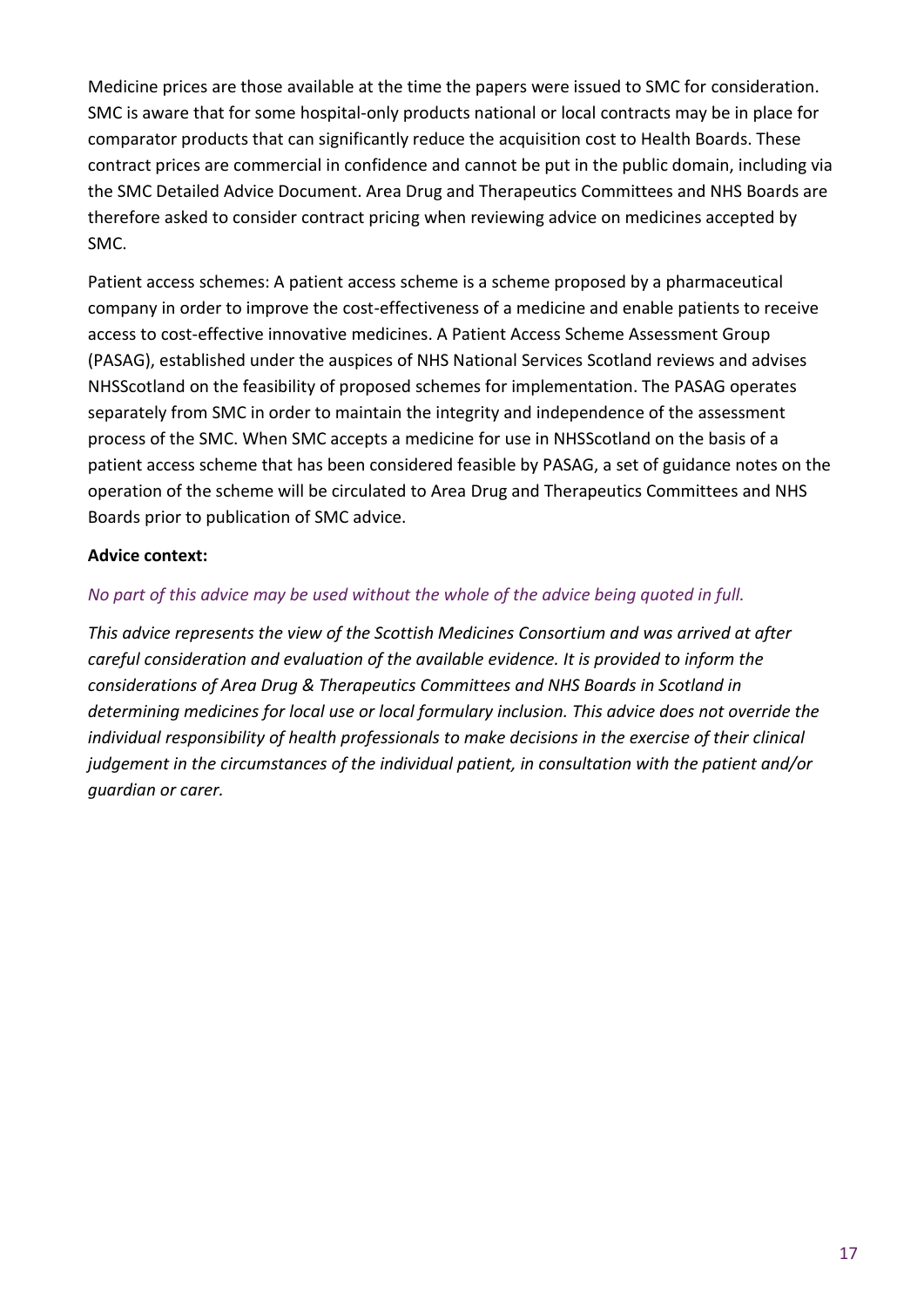Medicine prices are those available at the time the papers were issued to SMC for consideration. SMC is aware that for some hospital-only products national or local contracts may be in place for comparator products that can significantly reduce the acquisition cost to Health Boards. These contract prices are commercial in confidence and cannot be put in the public domain, including via the SMC Detailed Advice Document. Area Drug and Therapeutics Committees and NHS Boards are therefore asked to consider contract pricing when reviewing advice on medicines accepted by SMC.

Patient access schemes: A patient access scheme is a scheme proposed by a pharmaceutical company in order to improve the cost-effectiveness of a medicine and enable patients to receive access to cost-effective innovative medicines. A Patient Access Scheme Assessment Group (PASAG), established under the auspices of NHS National Services Scotland reviews and advises NHSScotland on the feasibility of proposed schemes for implementation. The PASAG operates separately from SMC in order to maintain the integrity and independence of the assessment process of the SMC. When SMC accepts a medicine for use in NHSScotland on the basis of a patient access scheme that has been considered feasible by PASAG, a set of guidance notes on the operation of the scheme will be circulated to Area Drug and Therapeutics Committees and NHS Boards prior to publication of SMC advice.

**Advice context:**

*No part of this advice may be used without the whole of the advice being quoted in full.*

*This advice represents the view of the Scottish Medicines Consortium and was arrived at after careful consideration and evaluation of the available evidence. It is provided to inform the considerations of Area Drug & Therapeutics Committees and NHS Boards in Scotland in determining medicines for local use or local formulary inclusion. This advice does not override the individual responsibility of health professionals to make decisions in the exercise of their clinical judgement in the circumstances of the individual patient, in consultation with the patient and/or guardian or carer.*